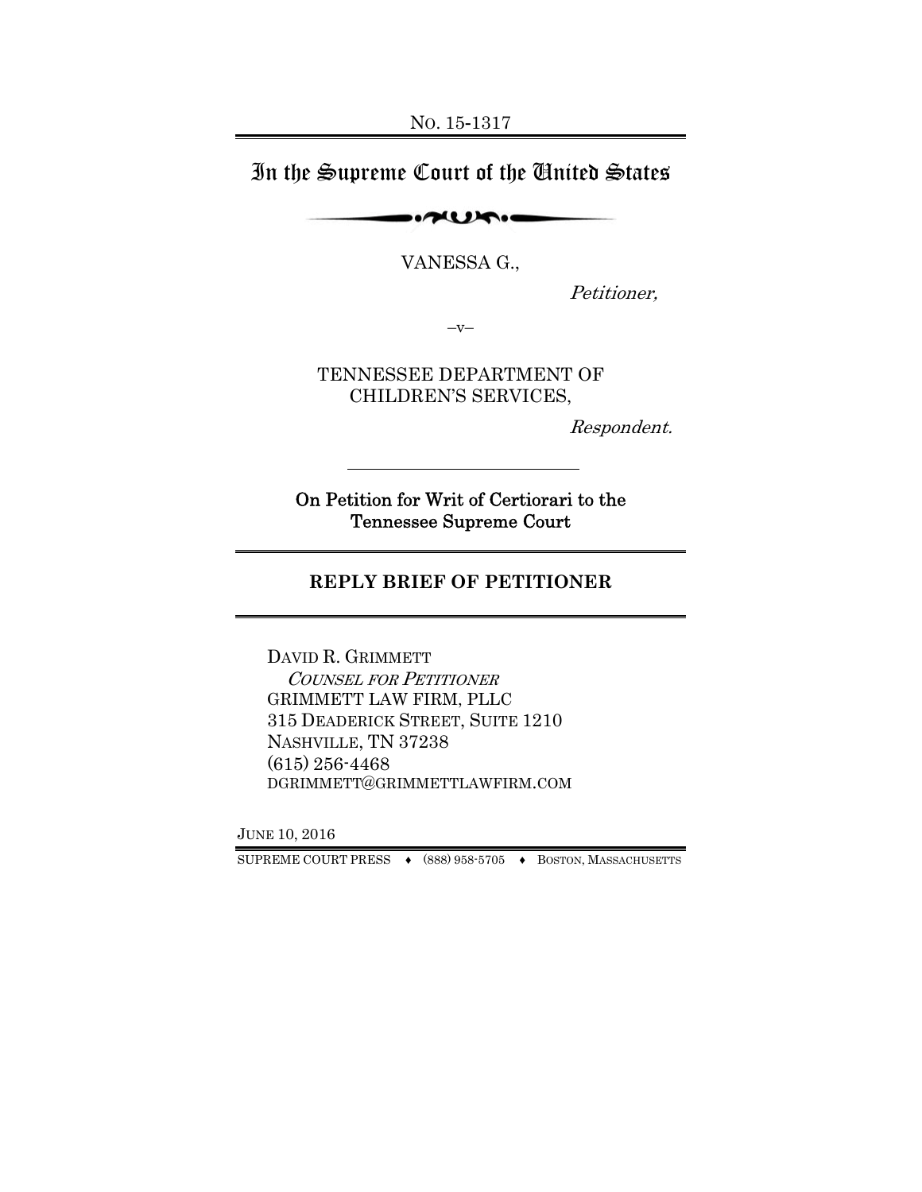No. 15-1317

# In the Supreme Court of the United States

VANESSA G.,

*Petitioner,*

–v–

TENNESSEE DEPARTMENT OF CHILDREN'S SERVICES,

*Respondent.*

---

**On Petition for Writ of Certiorari to the Tennessee Supreme Court**

## REPLY BRIEF OF PETITIONER

DAVID R. GRIMMETT
*COUNSEL FOR PETITIONER*
GRIMMETT LAW FIRM, PLLC
315 DEADERICK STREET, SUITE 1210
NASHVILLE, TN 37238
(615) 256-4468
DGRIMMETT@GRIMMETTLAWFIRM.COM

JUNE 10, 2016

SUPREME COURT PRESS ♦ (888) 958-5705 ♦ BOSTON, MASSACHUSETTS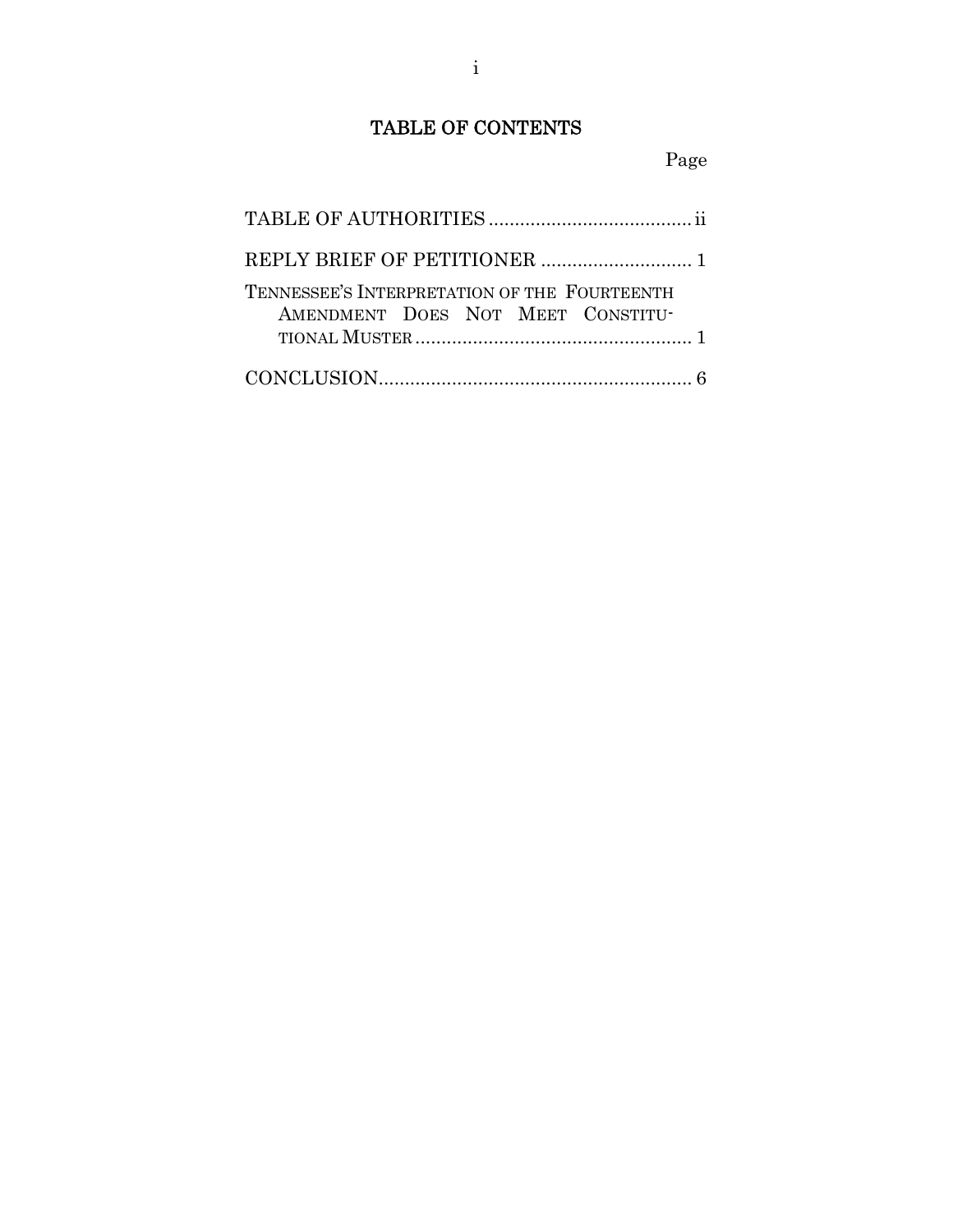# TABLE OF CONTENTS

| | Page |
|---|---|
| TABLE OF AUTHORITIES | ii |
| REPLY BRIEF OF PETITIONER | 1 |
| TENNESSEE'S INTERPRETATION OF THE FOURTEENTH AMENDMENT DOES NOT MEET CONSTITUTIONAL MUSTER | 1 |
| CONCLUSION | 6 |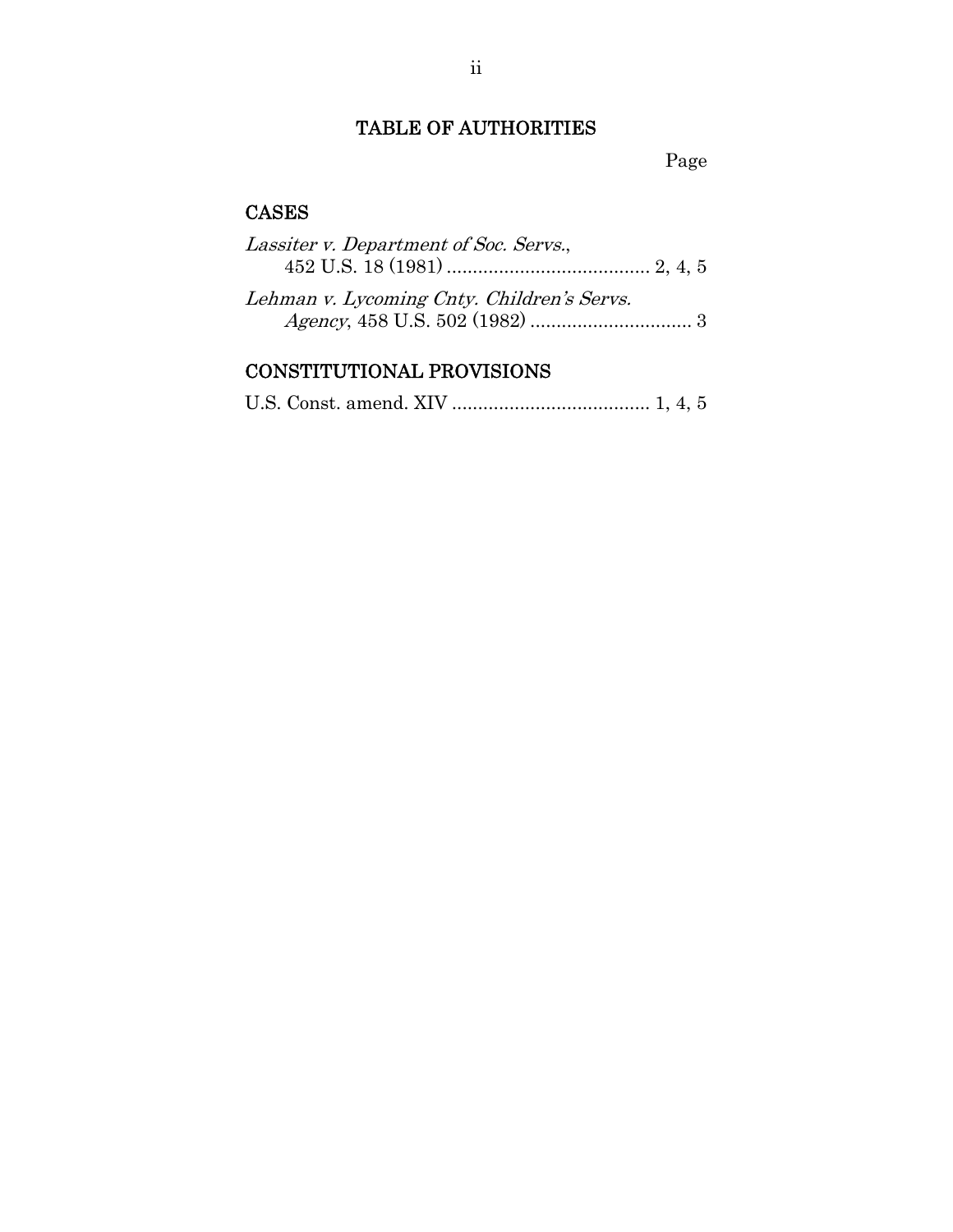# TABLE OF AUTHORITIES

Page

## CASES

*Lassiter v. Department of Soc. Servs.*, 452 U.S. 18 (1981) ....................................... 2, 4, 5

*Lehman v. Lycoming Cnty. Children's Servs. Agency*, 458 U.S. 502 (1982) ............................... 3

## CONSTITUTIONAL PROVISIONS

U.S. Const. amend. XIV ...................................... 1, 4, 5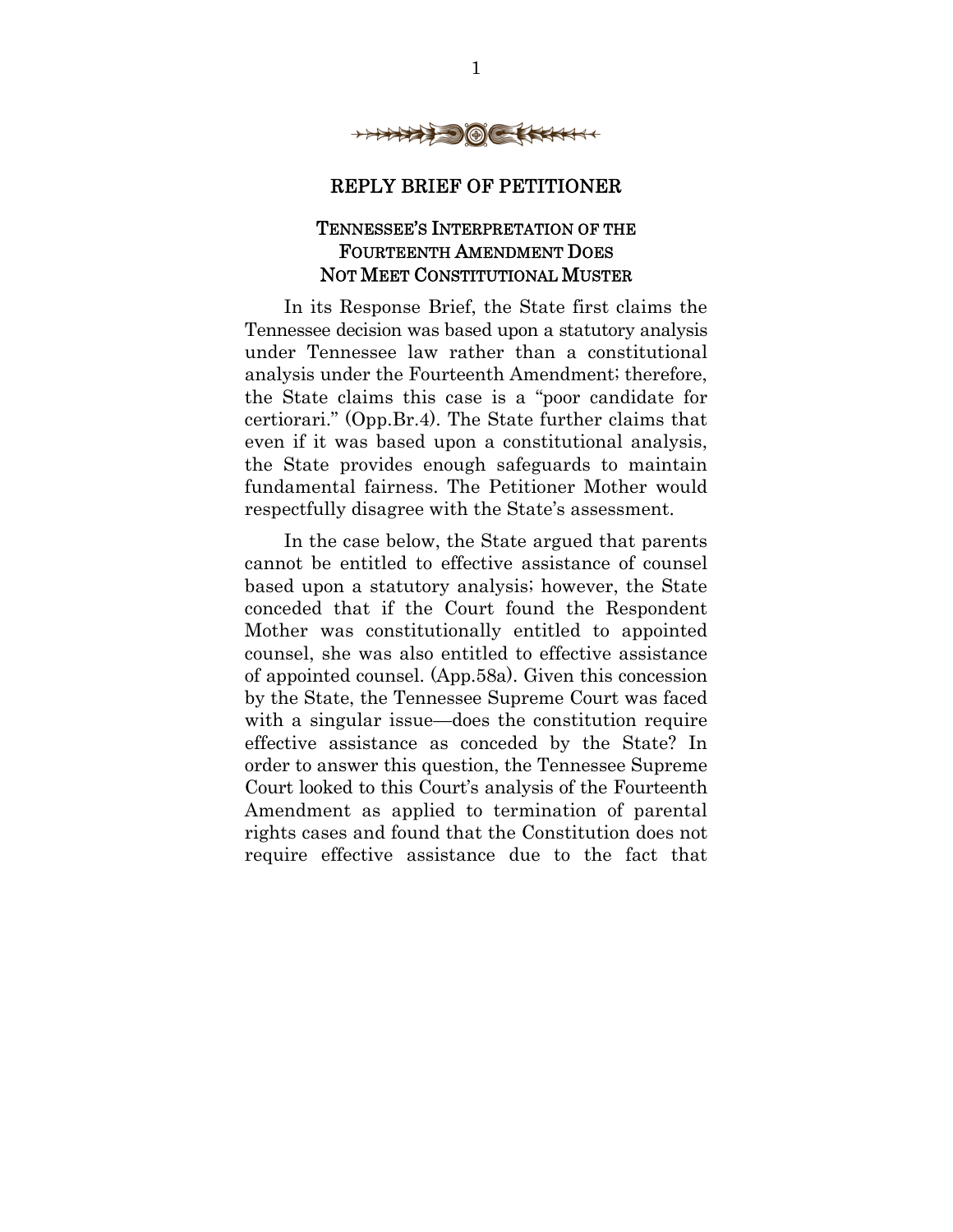## REPLY BRIEF OF PETITIONER

### TENNESSEE'S INTERPRETATION OF THE FOURTEENTH AMENDMENT DOES NOT MEET CONSTITUTIONAL MUSTER

In its Response Brief, the State first claims the Tennessee decision was based upon a statutory analysis under Tennessee law rather than a constitutional analysis under the Fourteenth Amendment; therefore, the State claims this case is a "poor candidate for certiorari." (Opp.Br.4). The State further claims that even if it was based upon a constitutional analysis, the State provides enough safeguards to maintain fundamental fairness. The Petitioner Mother would respectfully disagree with the State's assessment.

In the case below, the State argued that parents cannot be entitled to effective assistance of counsel based upon a statutory analysis; however, the State conceded that if the Court found the Respondent Mother was constitutionally entitled to appointed counsel, she was also entitled to effective assistance of appointed counsel. (App.58a). Given this concession by the State, the Tennessee Supreme Court was faced with a singular issue—does the constitution require effective assistance as conceded by the State? In order to answer this question, the Tennessee Supreme Court looked to this Court's analysis of the Fourteenth Amendment as applied to termination of parental rights cases and found that the Constitution does not require effective assistance due to the fact that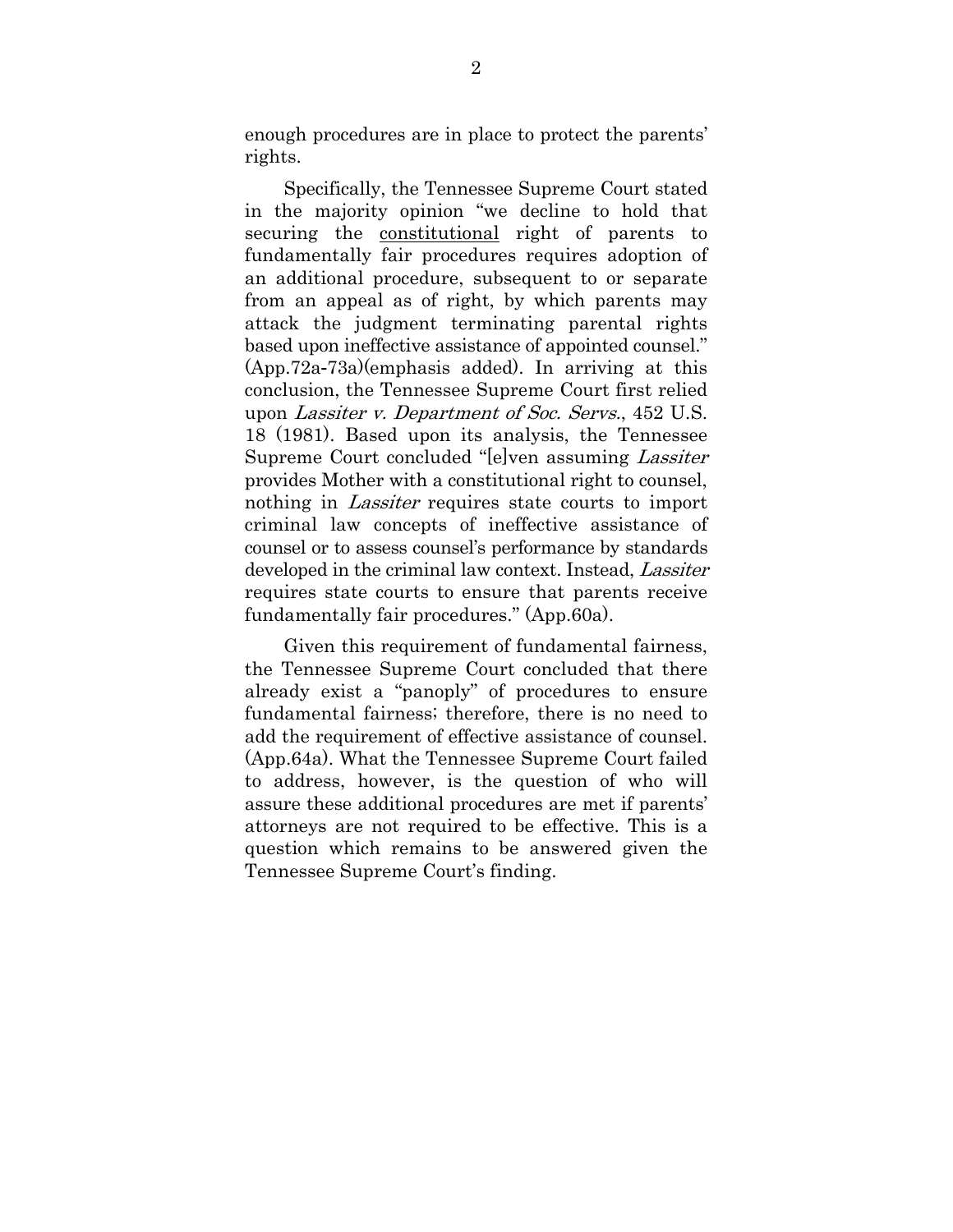enough procedures are in place to protect the parents' rights.

Specifically, the Tennessee Supreme Court stated in the majority opinion "we decline to hold that securing the <u>constitutional</u> right of parents to fundamentally fair procedures requires adoption of an additional procedure, subsequent to or separate from an appeal as of right, by which parents may attack the judgment terminating parental rights based upon ineffective assistance of appointed counsel." (App.72a-73a)(emphasis added). In arriving at this conclusion, the Tennessee Supreme Court first relied upon *Lassiter v. Department of Soc. Servs.*, 452 U.S. 18 (1981). Based upon its analysis, the Tennessee Supreme Court concluded "[e]ven assuming *Lassiter* provides Mother with a constitutional right to counsel, nothing in *Lassiter* requires state courts to import criminal law concepts of ineffective assistance of counsel or to assess counsel's performance by standards developed in the criminal law context. Instead, *Lassiter* requires state courts to ensure that parents receive fundamentally fair procedures." (App.60a).

Given this requirement of fundamental fairness, the Tennessee Supreme Court concluded that there already exist a "panoply" of procedures to ensure fundamental fairness; therefore, there is no need to add the requirement of effective assistance of counsel. (App.64a). What the Tennessee Supreme Court failed to address, however, is the question of who will assure these additional procedures are met if parents' attorneys are not required to be effective. This is a question which remains to be answered given the Tennessee Supreme Court's finding.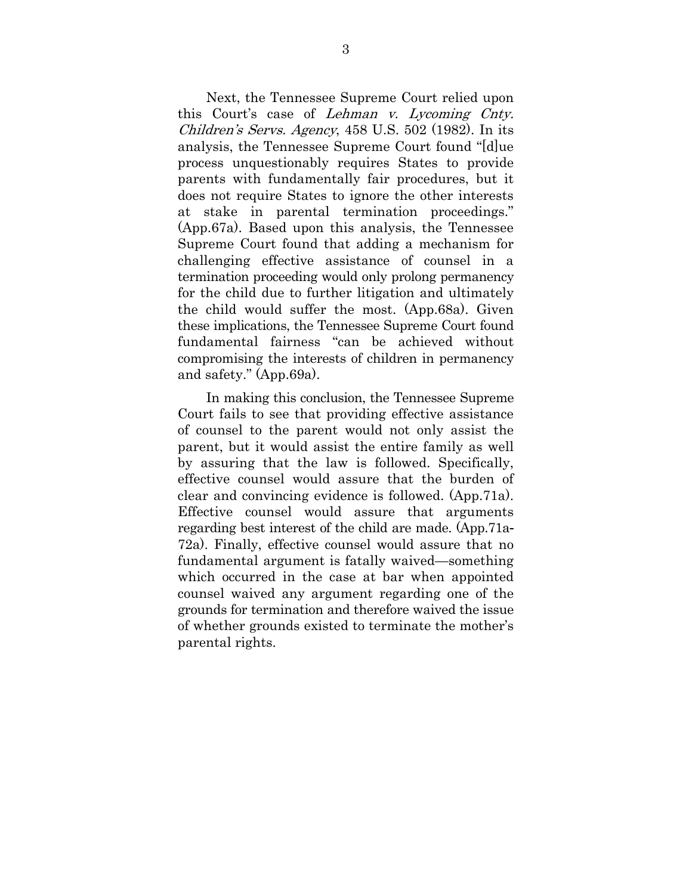Next, the Tennessee Supreme Court relied upon this Court's case of *Lehman v. Lycoming Cnty. Children's Servs. Agency*, 458 U.S. 502 (1982). In its analysis, the Tennessee Supreme Court found "[d]ue process unquestionably requires States to provide parents with fundamentally fair procedures, but it does not require States to ignore the other interests at stake in parental termination proceedings." (App.67a). Based upon this analysis, the Tennessee Supreme Court found that adding a mechanism for challenging effective assistance of counsel in a termination proceeding would only prolong permanency for the child due to further litigation and ultimately the child would suffer the most. (App.68a). Given these implications, the Tennessee Supreme Court found fundamental fairness "can be achieved without compromising the interests of children in permanency and safety." (App.69a).

In making this conclusion, the Tennessee Supreme Court fails to see that providing effective assistance of counsel to the parent would not only assist the parent, but it would assist the entire family as well by assuring that the law is followed. Specifically, effective counsel would assure that the burden of clear and convincing evidence is followed. (App.71a). Effective counsel would assure that arguments regarding best interest of the child are made. (App.71a-72a). Finally, effective counsel would assure that no fundamental argument is fatally waived—something which occurred in the case at bar when appointed counsel waived any argument regarding one of the grounds for termination and therefore waived the issue of whether grounds existed to terminate the mother's parental rights.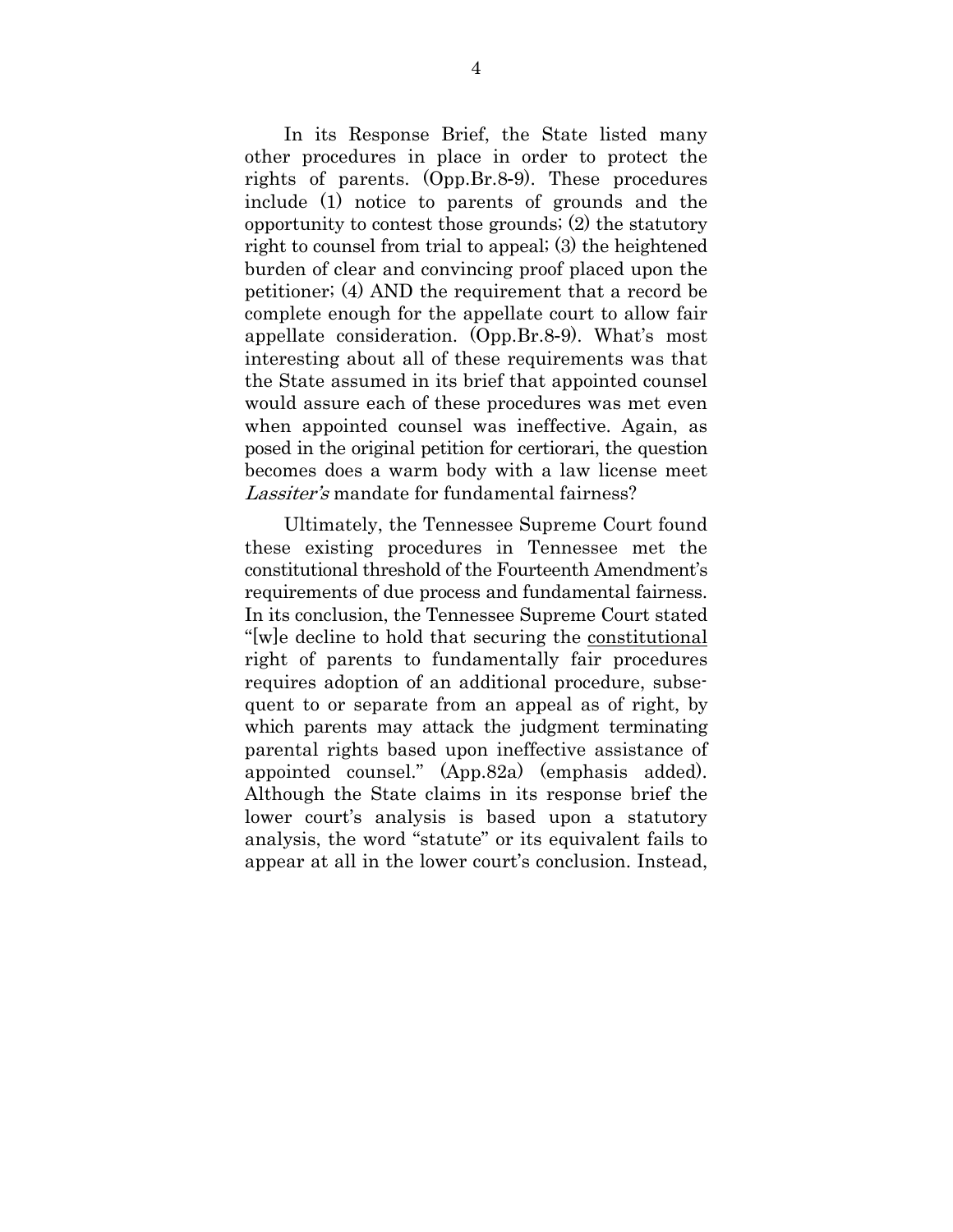In its Response Brief, the State listed many other procedures in place in order to protect the rights of parents. (Opp.Br.8-9). These procedures include (1) notice to parents of grounds and the opportunity to contest those grounds; (2) the statutory right to counsel from trial to appeal; (3) the heightened burden of clear and convincing proof placed upon the petitioner; (4) AND the requirement that a record be complete enough for the appellate court to allow fair appellate consideration. (Opp.Br.8-9). What's most interesting about all of these requirements was that the State assumed in its brief that appointed counsel would assure each of these procedures was met even when appointed counsel was ineffective. Again, as posed in the original petition for certiorari, the question becomes does a warm body with a law license meet *Lassiter's* mandate for fundamental fairness?

Ultimately, the Tennessee Supreme Court found these existing procedures in Tennessee met the constitutional threshold of the Fourteenth Amendment's requirements of due process and fundamental fairness. In its conclusion, the Tennessee Supreme Court stated "[w]e decline to hold that securing the <u>constitutional</u> right of parents to fundamentally fair procedures requires adoption of an additional procedure, subsequent to or separate from an appeal as of right, by which parents may attack the judgment terminating parental rights based upon ineffective assistance of appointed counsel." (App.82a) (emphasis added). Although the State claims in its response brief the lower court's analysis is based upon a statutory analysis, the word "statute" or its equivalent fails to appear at all in the lower court's conclusion. Instead,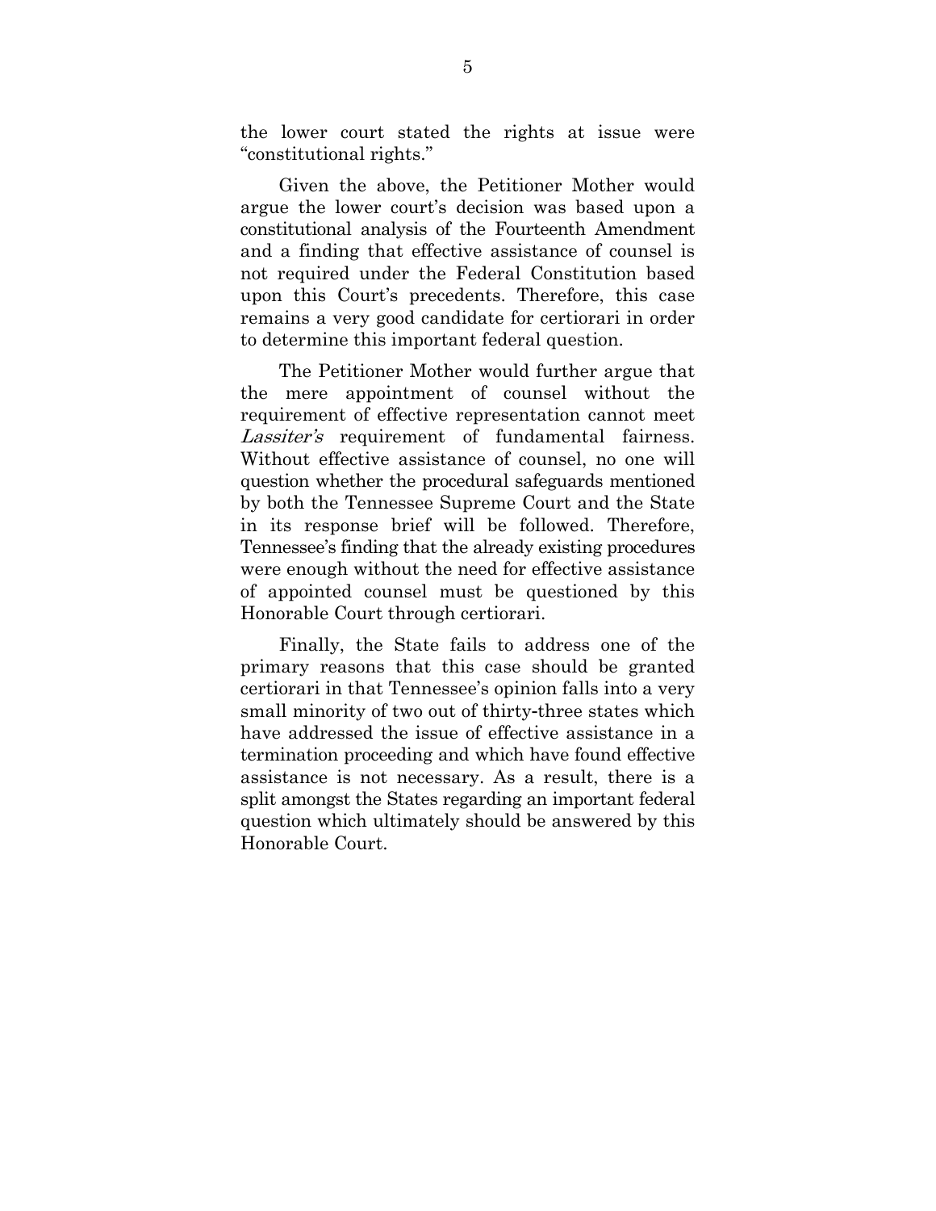the lower court stated the rights at issue were "constitutional rights."

Given the above, the Petitioner Mother would argue the lower court's decision was based upon a constitutional analysis of the Fourteenth Amendment and a finding that effective assistance of counsel is not required under the Federal Constitution based upon this Court's precedents. Therefore, this case remains a very good candidate for certiorari in order to determine this important federal question.

The Petitioner Mother would further argue that the mere appointment of counsel without the requirement of effective representation cannot meet *Lassiter's* requirement of fundamental fairness. Without effective assistance of counsel, no one will question whether the procedural safeguards mentioned by both the Tennessee Supreme Court and the State in its response brief will be followed. Therefore, Tennessee's finding that the already existing procedures were enough without the need for effective assistance of appointed counsel must be questioned by this Honorable Court through certiorari.

Finally, the State fails to address one of the primary reasons that this case should be granted certiorari in that Tennessee's opinion falls into a very small minority of two out of thirty-three states which have addressed the issue of effective assistance in a termination proceeding and which have found effective assistance is not necessary. As a result, there is a split amongst the States regarding an important federal question which ultimately should be answered by this Honorable Court.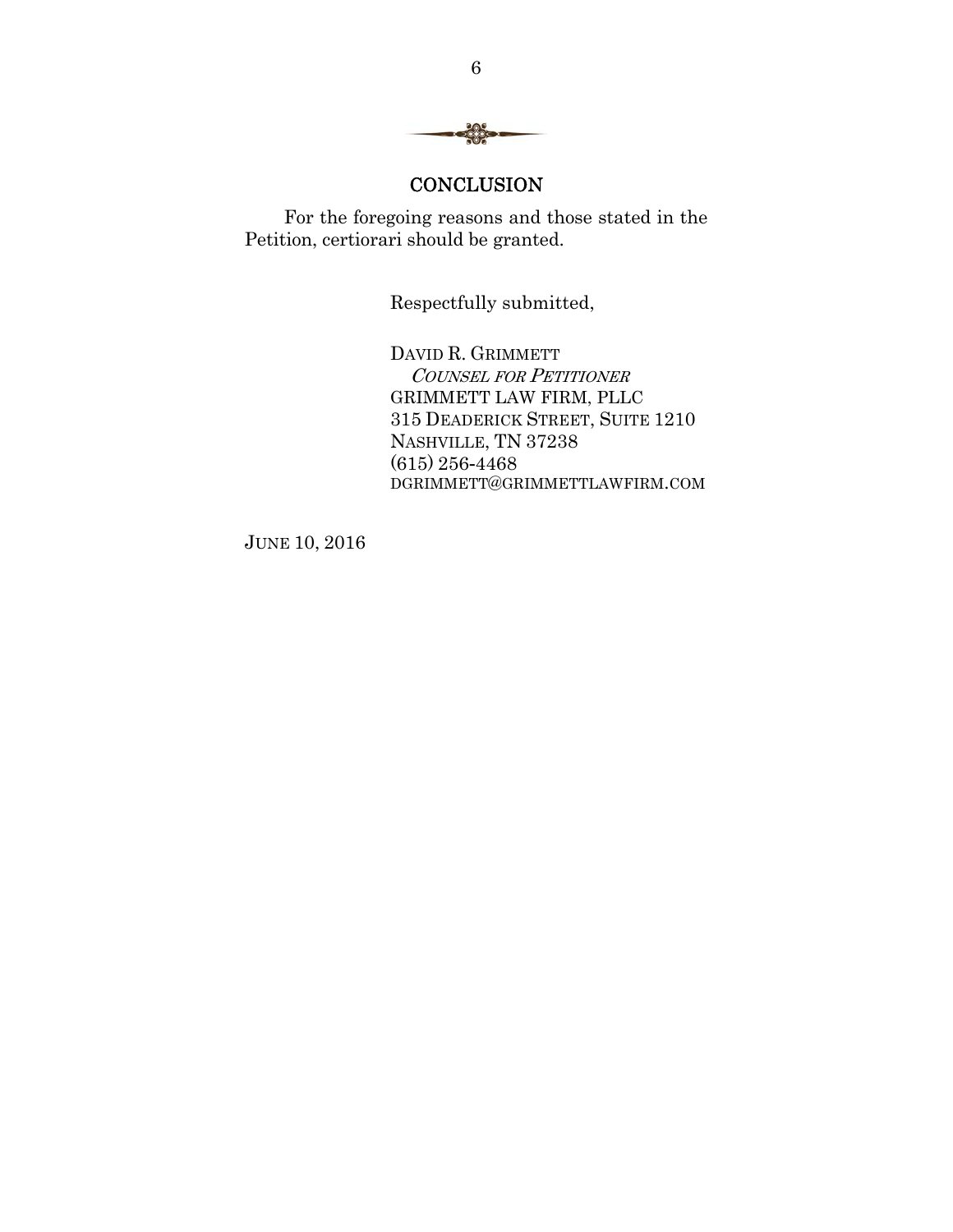## CONCLUSION

For the foregoing reasons and those stated in the Petition, certiorari should be granted.

Respectfully submitted,

DAVID R. GRIMMETT
*COUNSEL FOR PETITIONER*
GRIMMETT LAW FIRM, PLLC
315 DEADERICK STREET, SUITE 1210
NASHVILLE, TN 37238
(615) 256-4468
DGRIMMETT@GRIMMETTLAWFIRM.COM

JUNE 10, 2016